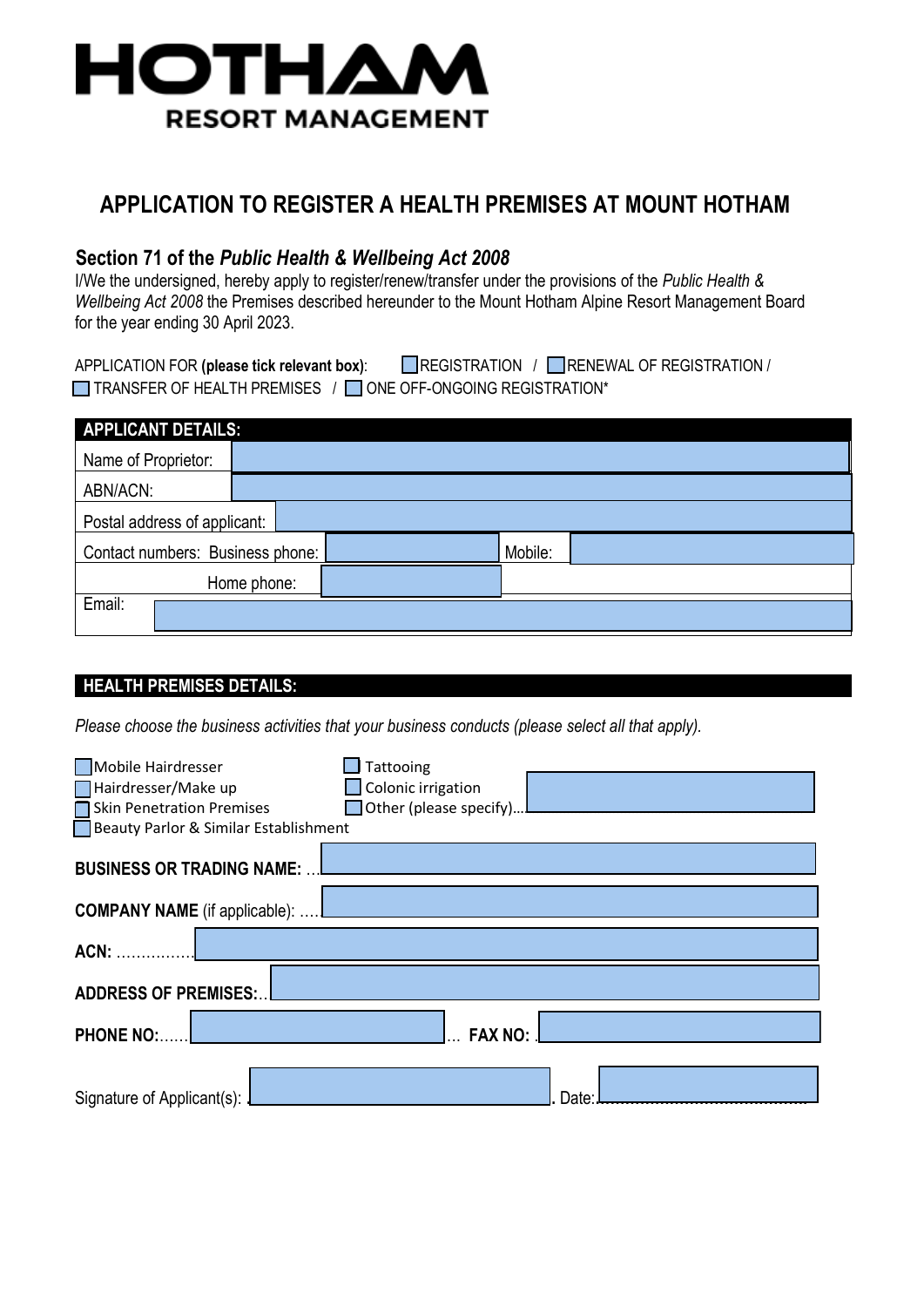**HOTHAM**
**RESORT MANAGEMENT**

# APPLICATION TO REGISTER A HEALTH PREMISES AT MOUNT HOTHAM

## Section 71 of the *Public Health & Wellbeing Act 2008*

I/We the undersigned, hereby apply to register/renew/transfer under the provisions of the *Public Health & Wellbeing Act 2008* the Premises described hereunder to the Mount Hotham Alpine Resort Management Board for the year ending 30 April 2023.

APPLICATION FOR **(please tick relevant box)**: ☐ REGISTRATION / ☐ RENEWAL OF REGISTRATION / ☐ TRANSFER OF HEALTH PREMISES / ☐ ONE OFF-ONGOING REGISTRATION*

| APPLICANT DETAILS: | | | |
|---|---|---|---|
| Name of Proprietor: | | | |
| ABN/ACN: | | | |
| Postal address of applicant: | | | |
| Contact numbers: Business phone: | | Mobile: | |
| Home phone: | | | |
| Email: | | | |

**HEALTH PREMISES DETAILS:**

*Please choose the business activities that your business conducts (please select all that apply).*

- ☐ Mobile Hairdresser
- ☐ Hairdresser/Make up
- ☐ Skin Penetration Premises
- ☐ Beauty Parlor & Similar Establishment
- ☐ Tattooing
- ☐ Colonic irrigation
- ☐ Other (please specify)…

**BUSINESS OR TRADING NAME:** …

**COMPANY NAME** (if applicable): ….

**ACN:** ……………

**ADDRESS OF PREMISES:**…

**PHONE NO:**…… … **FAX NO:** .

Signature of Applicant(s): . . Date:…………………………………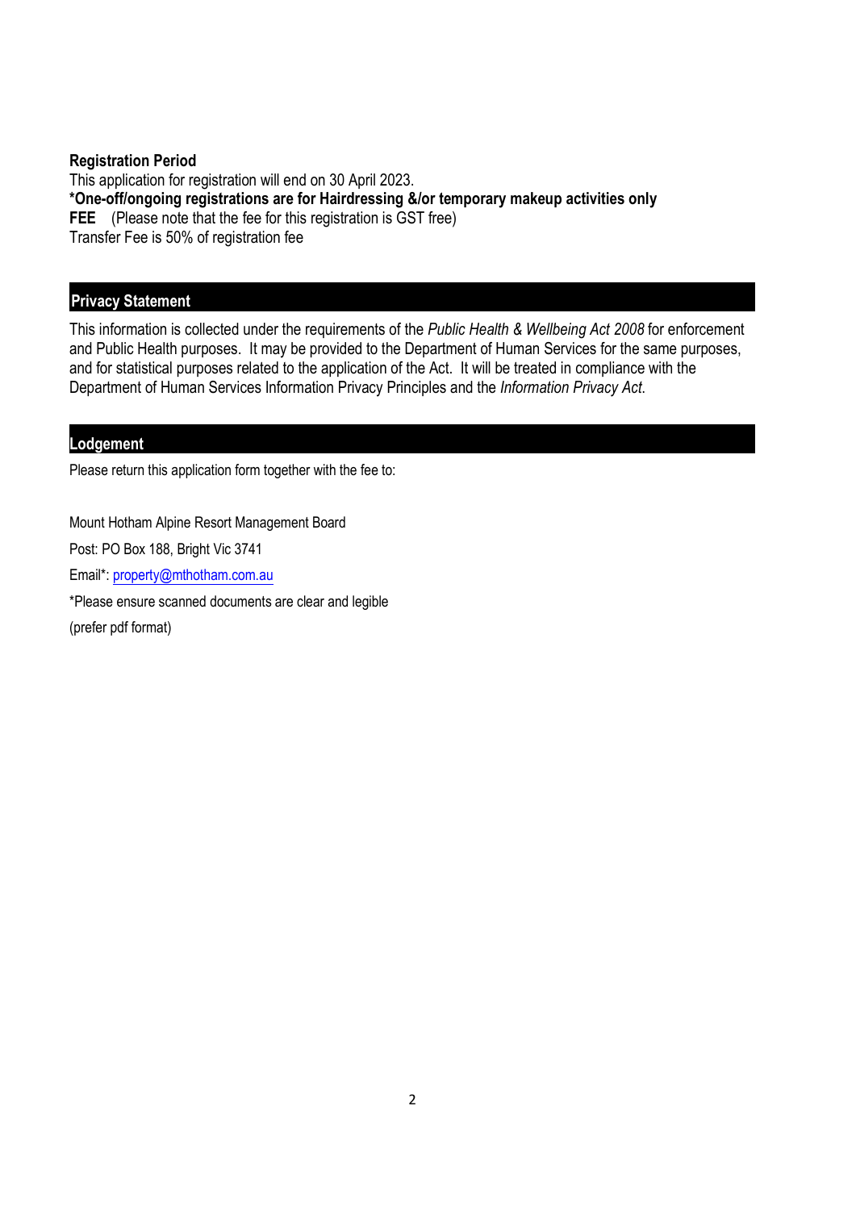**Registration Period**
This application for registration will end on 30 April 2023.
**\*One-off/ongoing registrations are for Hairdressing &/or temporary makeup activities only**
**FEE** (Please note that the fee for this registration is GST free)
Transfer Fee is 50% of registration fee

## Privacy Statement

This information is collected under the requirements of the *Public Health & Wellbeing Act 2008* for enforcement and Public Health purposes. It may be provided to the Department of Human Services for the same purposes, and for statistical purposes related to the application of the Act. It will be treated in compliance with the Department of Human Services Information Privacy Principles and the *Information Privacy Act*.

## Lodgement

Please return this application form together with the fee to:

Mount Hotham Alpine Resort Management Board

Post: PO Box 188, Bright Vic 3741

Email*: property@mthotham.com.au

*Please ensure scanned documents are clear and legible

(prefer pdf format)